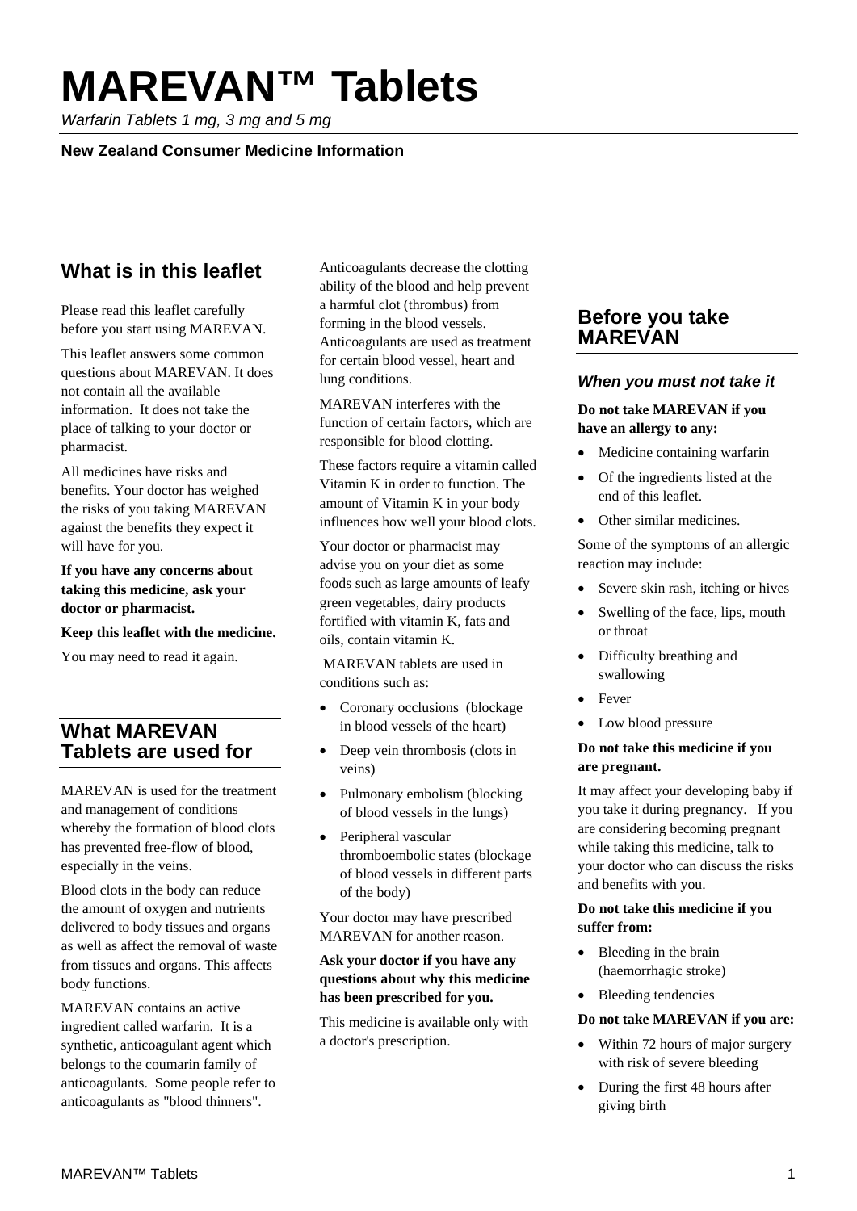# MAREVAN™ Tablets

*Warfarin Tablets 1 mg, 3 mg and 5 mg*

**New Zealand Consumer Medicine Information**

## What is in this leaflet

Please read this leaflet carefully before you start using MAREVAN.

This leaflet answers some common questions about MAREVAN. It does not contain all the available information. It does not take the place of talking to your doctor or pharmacist.

All medicines have risks and benefits. Your doctor has weighed the risks of you taking MAREVAN against the benefits they expect it will have for you.

**If you have any concerns about taking this medicine, ask your doctor or pharmacist.**

**Keep this leaflet with the medicine.**

You may need to read it again.

## What MAREVAN Tablets are used for

MAREVAN is used for the treatment and management of conditions whereby the formation of blood clots has prevented free-flow of blood, especially in the veins.

Blood clots in the body can reduce the amount of oxygen and nutrients delivered to body tissues and organs as well as affect the removal of waste from tissues and organs. This affects body functions.

MAREVAN contains an active ingredient called warfarin. It is a synthetic, anticoagulant agent which belongs to the coumarin family of anticoagulants. Some people refer to anticoagulants as "blood thinners".

Anticoagulants decrease the clotting ability of the blood and help prevent a harmful clot (thrombus) from forming in the blood vessels. Anticoagulants are used as treatment for certain blood vessel, heart and lung conditions.

MAREVAN interferes with the function of certain factors, which are responsible for blood clotting.

These factors require a vitamin called Vitamin K in order to function. The amount of Vitamin K in your body influences how well your blood clots.

Your doctor or pharmacist may advise you on your diet as some foods such as large amounts of leafy green vegetables, dairy products fortified with vitamin K, fats and oils, contain vitamin K.

MAREVAN tablets are used in conditions such as:

- Coronary occlusions (blockage in blood vessels of the heart)
- Deep vein thrombosis (clots in veins)
- Pulmonary embolism (blocking of blood vessels in the lungs)
- Peripheral vascular thromboembolic states (blockage of blood vessels in different parts of the body)

Your doctor may have prescribed MAREVAN for another reason.

**Ask your doctor if you have any questions about why this medicine has been prescribed for you.**

This medicine is available only with a doctor's prescription.

## Before you take MAREVAN

### *When you must not take it*

**Do not take MAREVAN if you have an allergy to any:**

- Medicine containing warfarin
- Of the ingredients listed at the end of this leaflet.
- Other similar medicines.

Some of the symptoms of an allergic reaction may include:

- Severe skin rash, itching or hives
- Swelling of the face, lips, mouth or throat
- Difficulty breathing and swallowing
- Fever
- Low blood pressure

**Do not take this medicine if you are pregnant.**

It may affect your developing baby if you take it during pregnancy. If you are considering becoming pregnant while taking this medicine, talk to your doctor who can discuss the risks and benefits with you.

**Do not take this medicine if you suffer from:**

- Bleeding in the brain (haemorrhagic stroke)
- Bleeding tendencies

**Do not take MAREVAN if you are:**

- Within 72 hours of major surgery with risk of severe bleeding
- During the first 48 hours after giving birth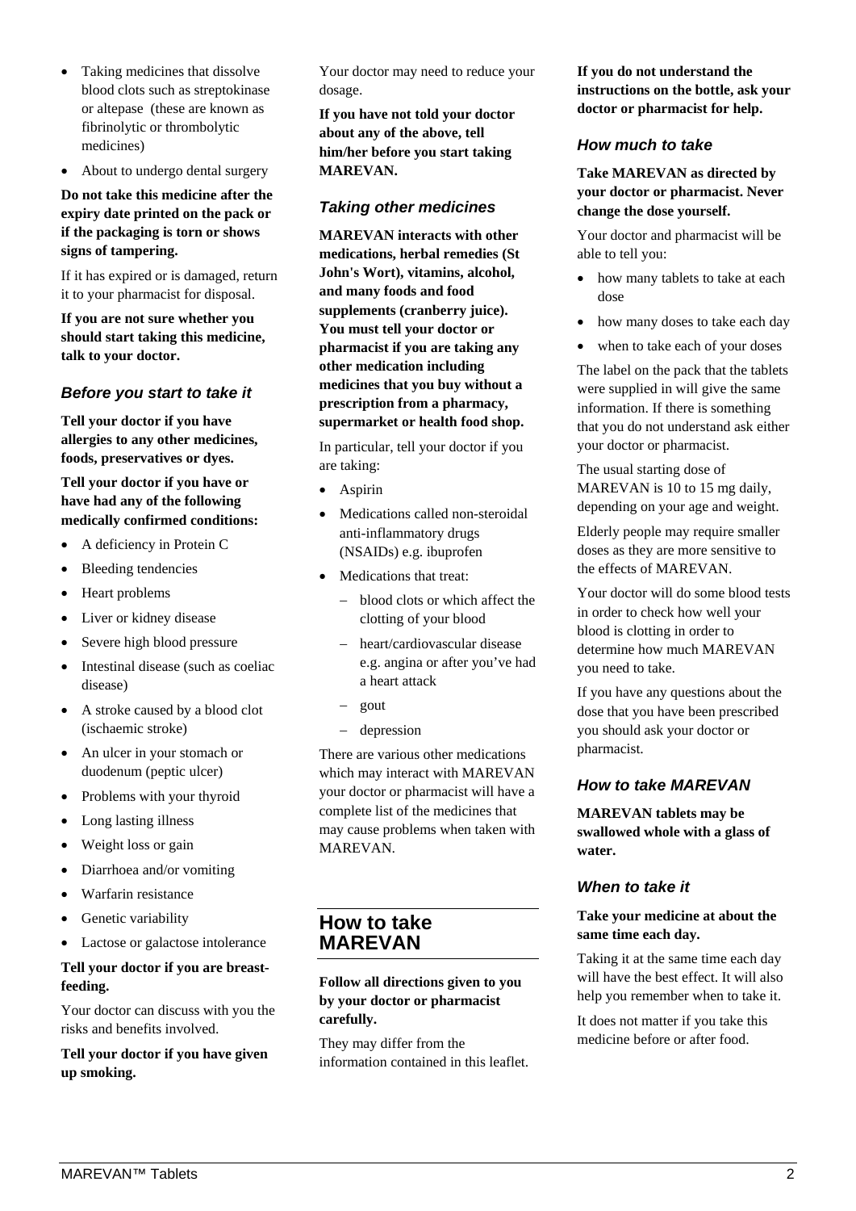- Taking medicines that dissolve blood clots such as streptokinase or altepase (these are known as fibrinolytic or thrombolytic medicines)
- About to undergo dental surgery

**Do not take this medicine after the expiry date printed on the pack or if the packaging is torn or shows signs of tampering.**

If it has expired or is damaged, return it to your pharmacist for disposal.

**If you are not sure whether you should start taking this medicine, talk to your doctor.**

### *Before you start to take it*

**Tell your doctor if you have allergies to any other medicines, foods, preservatives or dyes.**

**Tell your doctor if you have or have had any of the following medically confirmed conditions:**

- A deficiency in Protein C
- Bleeding tendencies
- Heart problems
- Liver or kidney disease
- Severe high blood pressure
- Intestinal disease (such as coeliac disease)
- A stroke caused by a blood clot (ischaemic stroke)
- An ulcer in your stomach or duodenum (peptic ulcer)
- Problems with your thyroid
- Long lasting illness
- Weight loss or gain
- Diarrhoea and/or vomiting
- Warfarin resistance
- Genetic variability
- Lactose or galactose intolerance

**Tell your doctor if you are breast-feeding.**

Your doctor can discuss with you the risks and benefits involved.

**Tell your doctor if you have given up smoking.**

Your doctor may need to reduce your dosage.

**If you have not told your doctor about any of the above, tell him/her before you start taking MAREVAN.**

### *Taking other medicines*

**MAREVAN interacts with other medications, herbal remedies (St John's Wort), vitamins, alcohol, and many foods and food supplements (cranberry juice). You must tell your doctor or pharmacist if you are taking any other medication including medicines that you buy without a prescription from a pharmacy, supermarket or health food shop.**

In particular, tell your doctor if you are taking:

- Aspirin
- Medications called non-steroidal anti-inflammatory drugs (NSAIDs) e.g. ibuprofen
- Medications that treat:
  - blood clots or which affect the clotting of your blood
  - heart/cardiovascular disease e.g. angina or after you've had a heart attack
  - gout
  - depression

There are various other medications which may interact with MAREVAN your doctor or pharmacist will have a complete list of the medicines that may cause problems when taken with MAREVAN.

## How to take MAREVAN

**Follow all directions given to you by your doctor or pharmacist carefully.**

They may differ from the information contained in this leaflet.

**If you do not understand the instructions on the bottle, ask your doctor or pharmacist for help.**

### *How much to take*

**Take MAREVAN as directed by your doctor or pharmacist. Never change the dose yourself.**

Your doctor and pharmacist will be able to tell you:

- how many tablets to take at each dose
- how many doses to take each day
- when to take each of your doses

The label on the pack that the tablets were supplied in will give the same information. If there is something that you do not understand ask either your doctor or pharmacist.

The usual starting dose of MAREVAN is 10 to 15 mg daily, depending on your age and weight.

Elderly people may require smaller doses as they are more sensitive to the effects of MAREVAN.

Your doctor will do some blood tests in order to check how well your blood is clotting in order to determine how much MAREVAN you need to take.

If you have any questions about the dose that you have been prescribed you should ask your doctor or pharmacist.

### *How to take MAREVAN*

**MAREVAN tablets may be swallowed whole with a glass of water.**

### *When to take it*

**Take your medicine at about the same time each day.**

Taking it at the same time each day will have the best effect. It will also help you remember when to take it.

It does not matter if you take this medicine before or after food.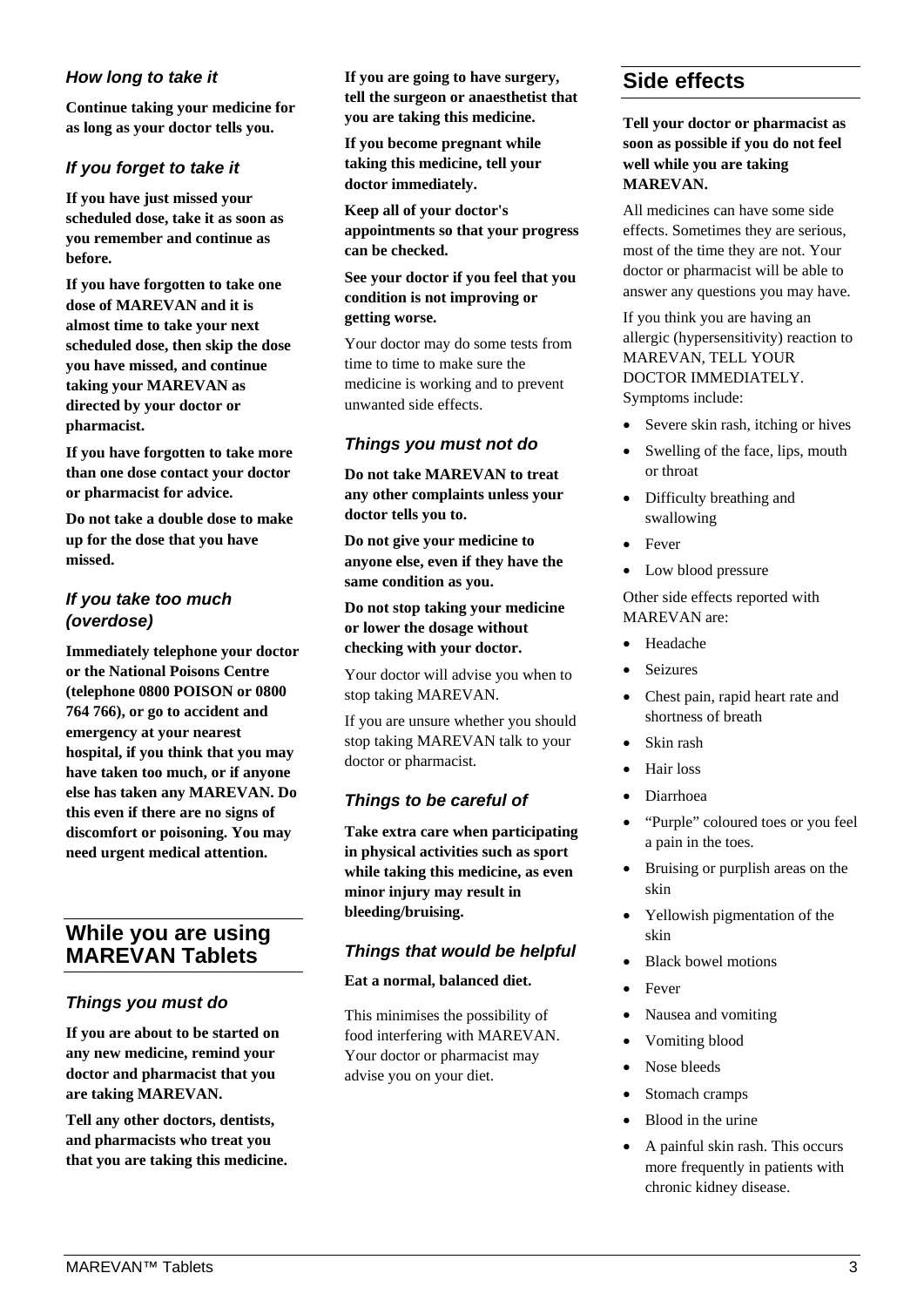### How long to take it

**Continue taking your medicine for as long as your doctor tells you.**

### If you forget to take it

**If you have just missed your scheduled dose, take it as soon as you remember and continue as before.**

**If you have forgotten to take one dose of MAREVAN and it is almost time to take your next scheduled dose, then skip the dose you have missed, and continue taking your MAREVAN as directed by your doctor or pharmacist.**

**If you have forgotten to take more than one dose contact your doctor or pharmacist for advice.**

**Do not take a double dose to make up for the dose that you have missed.**

### If you take too much (overdose)

**Immediately telephone your doctor or the National Poisons Centre (telephone 0800 POISON or 0800 764 766), or go to accident and emergency at your nearest hospital, if you think that you may have taken too much, or if anyone else has taken any MAREVAN. Do this even if there are no signs of discomfort or poisoning. You may need urgent medical attention.**

## While you are using MAREVAN Tablets

### Things you must do

**If you are about to be started on any new medicine, remind your doctor and pharmacist that you are taking MAREVAN.**

**Tell any other doctors, dentists, and pharmacists who treat you that you are taking this medicine.**

**If you are going to have surgery, tell the surgeon or anaesthetist that you are taking this medicine.**

**If you become pregnant while taking this medicine, tell your doctor immediately.**

**Keep all of your doctor's appointments so that your progress can be checked.**

**See your doctor if you feel that you condition is not improving or getting worse.**

Your doctor may do some tests from time to time to make sure the medicine is working and to prevent unwanted side effects.

### Things you must not do

**Do not take MAREVAN to treat any other complaints unless your doctor tells you to.**

**Do not give your medicine to anyone else, even if they have the same condition as you.**

**Do not stop taking your medicine or lower the dosage without checking with your doctor.**

Your doctor will advise you when to stop taking MAREVAN.

If you are unsure whether you should stop taking MAREVAN talk to your doctor or pharmacist.

### Things to be careful of

**Take extra care when participating in physical activities such as sport while taking this medicine, as even minor injury may result in bleeding/bruising.**

### Things that would be helpful

**Eat a normal, balanced diet.**

This minimises the possibility of food interfering with MAREVAN. Your doctor or pharmacist may advise you on your diet.

## Side effects

**Tell your doctor or pharmacist as soon as possible if you do not feel well while you are taking MAREVAN.**

All medicines can have some side effects. Sometimes they are serious, most of the time they are not. Your doctor or pharmacist will be able to answer any questions you may have.

If you think you are having an allergic (hypersensitivity) reaction to MAREVAN, TELL YOUR DOCTOR IMMEDIATELY. Symptoms include:

- Severe skin rash, itching or hives
- Swelling of the face, lips, mouth or throat
- Difficulty breathing and swallowing
- Fever
- Low blood pressure

Other side effects reported with MAREVAN are:

- Headache
- Seizures
- Chest pain, rapid heart rate and shortness of breath
- Skin rash
- Hair loss
- Diarrhoea
- “Purple” coloured toes or you feel a pain in the toes.
- Bruising or purplish areas on the skin
- Yellowish pigmentation of the skin
- Black bowel motions
- Fever
- Nausea and vomiting
- Vomiting blood
- Nose bleeds
- Stomach cramps
- Blood in the urine
- A painful skin rash. This occurs more frequently in patients with chronic kidney disease.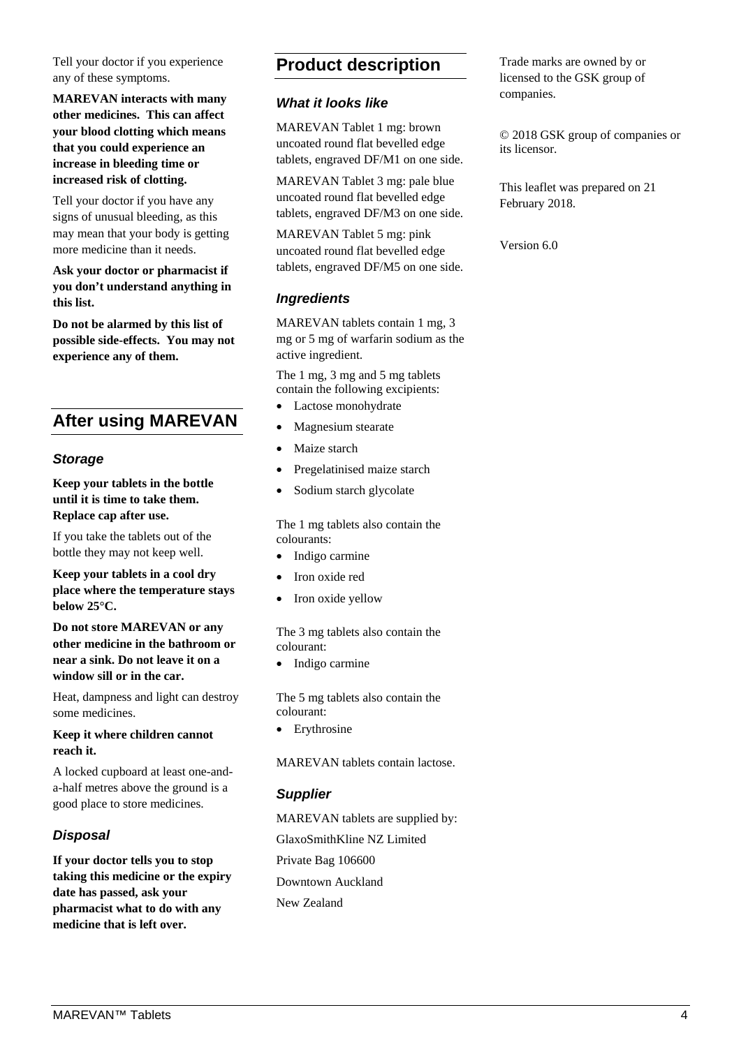Tell your doctor if you experience any of these symptoms.

**MAREVAN interacts with many other medicines. This can affect your blood clotting which means that you could experience an increase in bleeding time or increased risk of clotting.**

Tell your doctor if you have any signs of unusual bleeding, as this may mean that your body is getting more medicine than it needs.

**Ask your doctor or pharmacist if you don't understand anything in this list.**

**Do not be alarmed by this list of possible side-effects. You may not experience any of them.**

## After using MAREVAN

### Storage

**Keep your tablets in the bottle until it is time to take them. Replace cap after use.**

If you take the tablets out of the bottle they may not keep well.

**Keep your tablets in a cool dry place where the temperature stays below 25°C.**

**Do not store MAREVAN or any other medicine in the bathroom or near a sink. Do not leave it on a window sill or in the car.**

Heat, dampness and light can destroy some medicines.

**Keep it where children cannot reach it.**

A locked cupboard at least one-and-a-half metres above the ground is a good place to store medicines.

### Disposal

**If your doctor tells you to stop taking this medicine or the expiry date has passed, ask your pharmacist what to do with any medicine that is left over.**

## Product description

### What it looks like

MAREVAN Tablet 1 mg: brown uncoated round flat bevelled edge tablets, engraved DF/M1 on one side.

MAREVAN Tablet 3 mg: pale blue uncoated round flat bevelled edge tablets, engraved DF/M3 on one side.

MAREVAN Tablet 5 mg: pink uncoated round flat bevelled edge tablets, engraved DF/M5 on one side.

### Ingredients

MAREVAN tablets contain 1 mg, 3 mg or 5 mg of warfarin sodium as the active ingredient.

The 1 mg, 3 mg and 5 mg tablets contain the following excipients:

- Lactose monohydrate
- Magnesium stearate
- Maize starch
- Pregelatinised maize starch
- Sodium starch glycolate

The 1 mg tablets also contain the colourants:

- Indigo carmine
- Iron oxide red
- Iron oxide yellow

The 3 mg tablets also contain the colourant:

- Indigo carmine

The 5 mg tablets also contain the colourant:

- Erythrosine

MAREVAN tablets contain lactose.

### Supplier

MAREVAN tablets are supplied by:

GlaxoSmithKline NZ Limited

Private Bag 106600

Downtown Auckland

New Zealand

Trade marks are owned by or licensed to the GSK group of companies.

© 2018 GSK group of companies or its licensor.

This leaflet was prepared on 21 February 2018.

Version 6.0